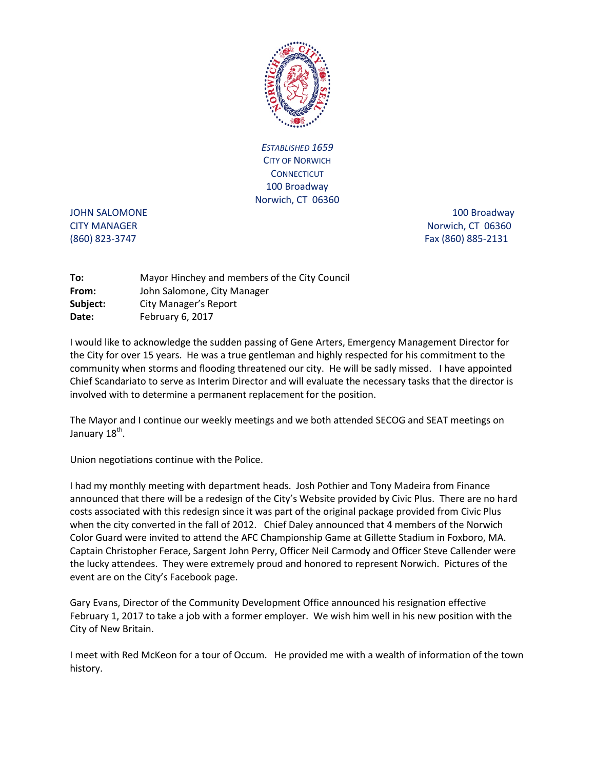*ESTABLISHED 1659*
CITY OF NORWICH
CONNECTICUT
100 Broadway
Norwich, CT 06360

JOHN SALOMONE
CITY MANAGER
(860) 823-3747

100 Broadway
Norwich, CT 06360
Fax (860) 885-2131

**To:** Mayor Hinchey and members of the City Council
**From:** John Salomone, City Manager
**Subject:** City Manager's Report
**Date:** February 6, 2017

I would like to acknowledge the sudden passing of Gene Arters, Emergency Management Director for the City for over 15 years. He was a true gentleman and highly respected for his commitment to the community when storms and flooding threatened our city. He will be sadly missed. I have appointed Chief Scandariato to serve as Interim Director and will evaluate the necessary tasks that the director is involved with to determine a permanent replacement for the position.

The Mayor and I continue our weekly meetings and we both attended SECOG and SEAT meetings on January 18th.

Union negotiations continue with the Police.

I had my monthly meeting with department heads. Josh Pothier and Tony Madeira from Finance announced that there will be a redesign of the City's Website provided by Civic Plus. There are no hard costs associated with this redesign since it was part of the original package provided from Civic Plus when the city converted in the fall of 2012. Chief Daley announced that 4 members of the Norwich Color Guard were invited to attend the AFC Championship Game at Gillette Stadium in Foxboro, MA. Captain Christopher Ferace, Sargent John Perry, Officer Neil Carmody and Officer Steve Callender were the lucky attendees. They were extremely proud and honored to represent Norwich. Pictures of the event are on the City's Facebook page.

Gary Evans, Director of the Community Development Office announced his resignation effective February 1, 2017 to take a job with a former employer. We wish him well in his new position with the City of New Britain.

I meet with Red McKeon for a tour of Occum. He provided me with a wealth of information of the town history.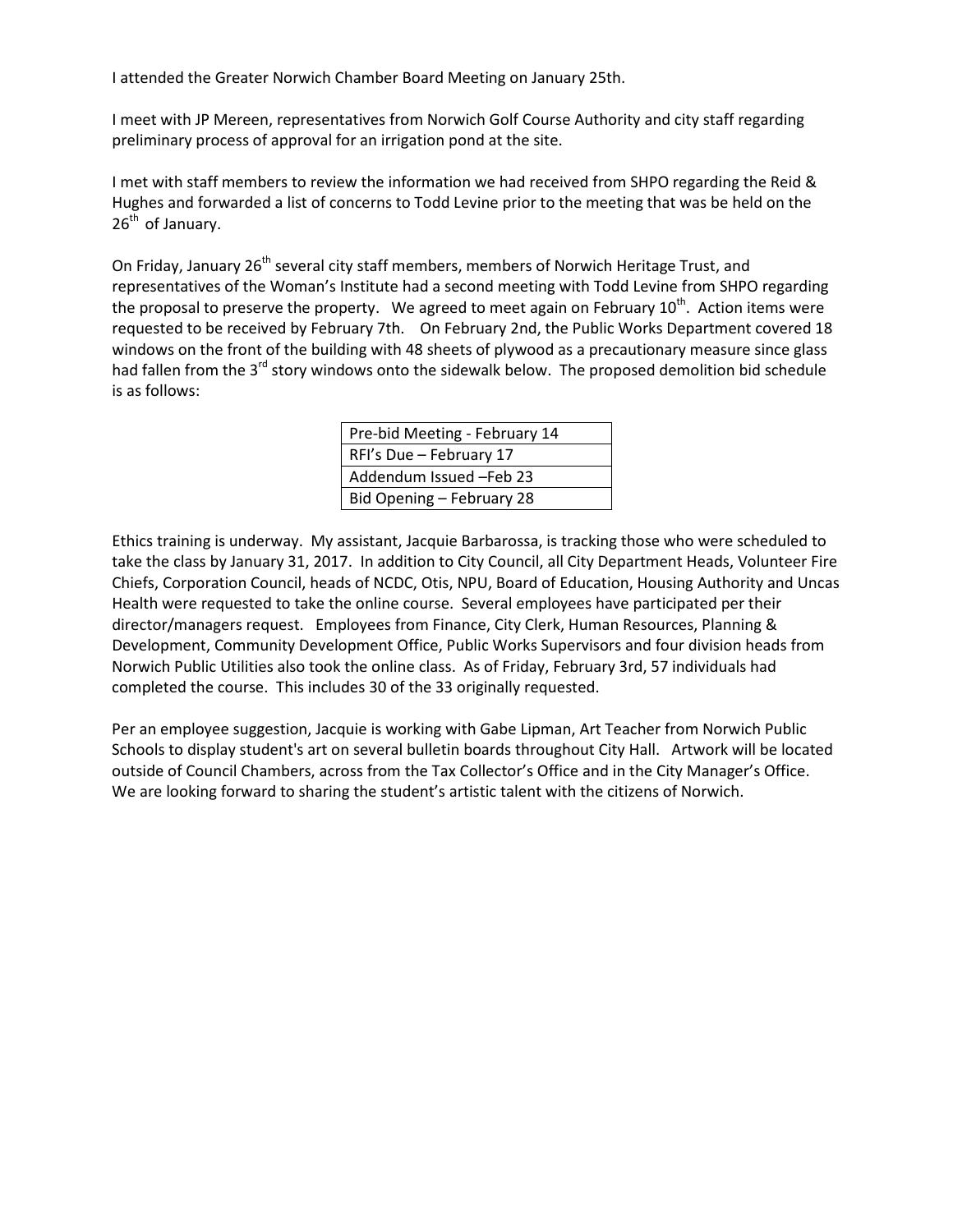I attended the Greater Norwich Chamber Board Meeting on January 25th.

I meet with JP Mereen, representatives from Norwich Golf Course Authority and city staff regarding preliminary process of approval for an irrigation pond at the site.

I met with staff members to review the information we had received from SHPO regarding the Reid & Hughes and forwarded a list of concerns to Todd Levine prior to the meeting that was be held on the 26th of January.

On Friday, January 26th several city staff members, members of Norwich Heritage Trust, and representatives of the Woman's Institute had a second meeting with Todd Levine from SHPO regarding the proposal to preserve the property. We agreed to meet again on February 10th. Action items were requested to be received by February 7th. On February 2nd, the Public Works Department covered 18 windows on the front of the building with 48 sheets of plywood as a precautionary measure since glass had fallen from the 3rd story windows onto the sidewalk below. The proposed demolition bid schedule is as follows:

| |
|---|
| Pre-bid Meeting - February 14 |
| RFI's Due – February 17 |
| Addendum Issued –Feb 23 |
| Bid Opening – February 28 |

Ethics training is underway. My assistant, Jacquie Barbarossa, is tracking those who were scheduled to take the class by January 31, 2017. In addition to City Council, all City Department Heads, Volunteer Fire Chiefs, Corporation Council, heads of NCDC, Otis, NPU, Board of Education, Housing Authority and Uncas Health were requested to take the online course. Several employees have participated per their director/managers request. Employees from Finance, City Clerk, Human Resources, Planning & Development, Community Development Office, Public Works Supervisors and four division heads from Norwich Public Utilities also took the online class. As of Friday, February 3rd, 57 individuals had completed the course. This includes 30 of the 33 originally requested.

Per an employee suggestion, Jacquie is working with Gabe Lipman, Art Teacher from Norwich Public Schools to display student's art on several bulletin boards throughout City Hall. Artwork will be located outside of Council Chambers, across from the Tax Collector's Office and in the City Manager's Office. We are looking forward to sharing the student's artistic talent with the citizens of Norwich.